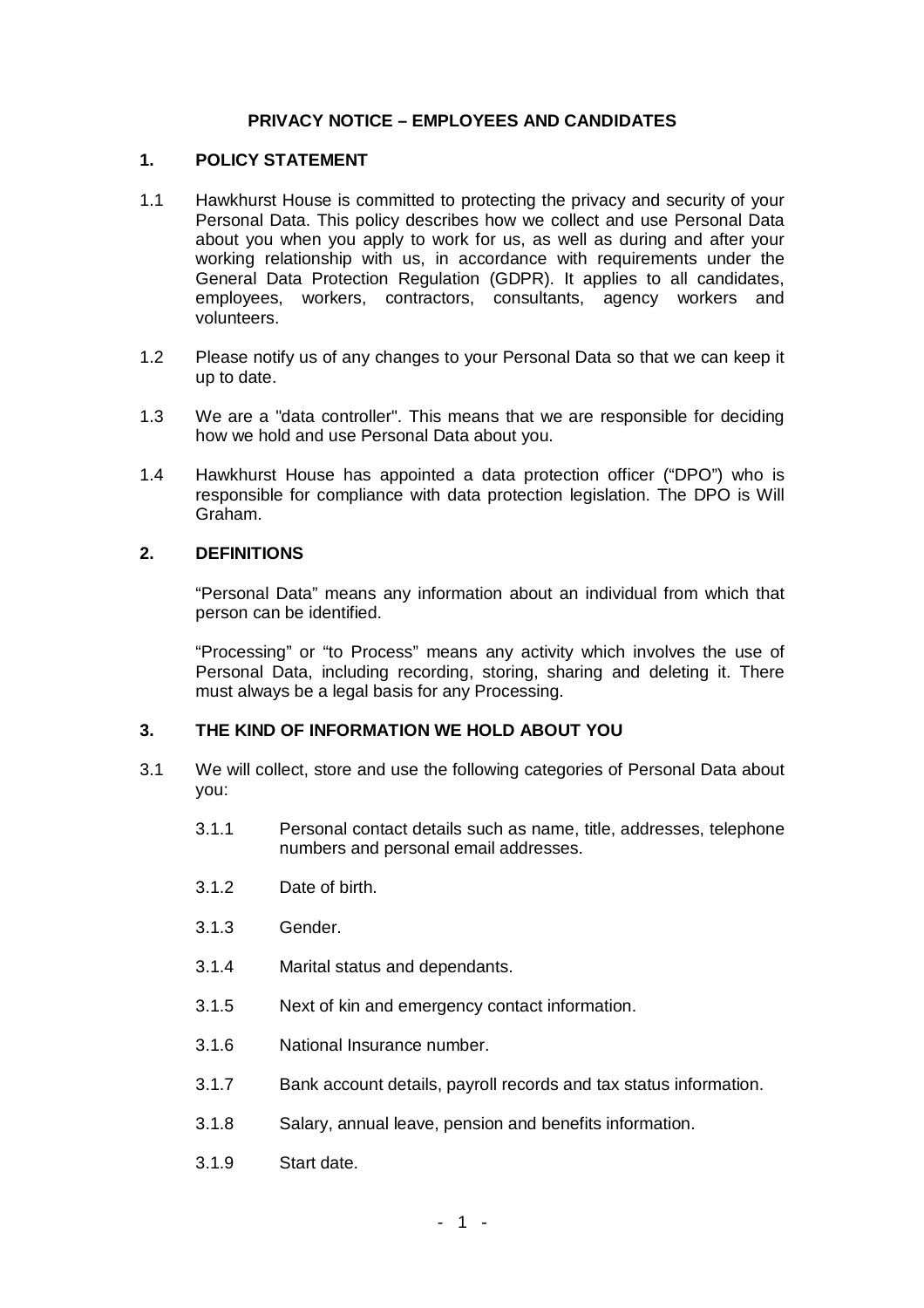# PRIVACY NOTICE – EMPLOYEES AND CANDIDATES

## 1. POLICY STATEMENT

1.1 Hawkhurst House is committed to protecting the privacy and security of your Personal Data. This policy describes how we collect and use Personal Data about you when you apply to work for us, as well as during and after your working relationship with us, in accordance with requirements under the General Data Protection Regulation (GDPR). It applies to all candidates, employees, workers, contractors, consultants, agency workers and volunteers.

1.2 Please notify us of any changes to your Personal Data so that we can keep it up to date.

1.3 We are a "data controller". This means that we are responsible for deciding how we hold and use Personal Data about you.

1.4 Hawkhurst House has appointed a data protection officer ("DPO") who is responsible for compliance with data protection legislation. The DPO is Will Graham.

## 2. DEFINITIONS

"Personal Data" means any information about an individual from which that person can be identified.

"Processing" or "to Process" means any activity which involves the use of Personal Data, including recording, storing, sharing and deleting it. There must always be a legal basis for any Processing.

## 3. THE KIND OF INFORMATION WE HOLD ABOUT YOU

3.1 We will collect, store and use the following categories of Personal Data about you:

3.1.1 Personal contact details such as name, title, addresses, telephone numbers and personal email addresses.

3.1.2 Date of birth.

3.1.3 Gender.

3.1.4 Marital status and dependants.

3.1.5 Next of kin and emergency contact information.

3.1.6 National Insurance number.

3.1.7 Bank account details, payroll records and tax status information.

3.1.8 Salary, annual leave, pension and benefits information.

3.1.9 Start date.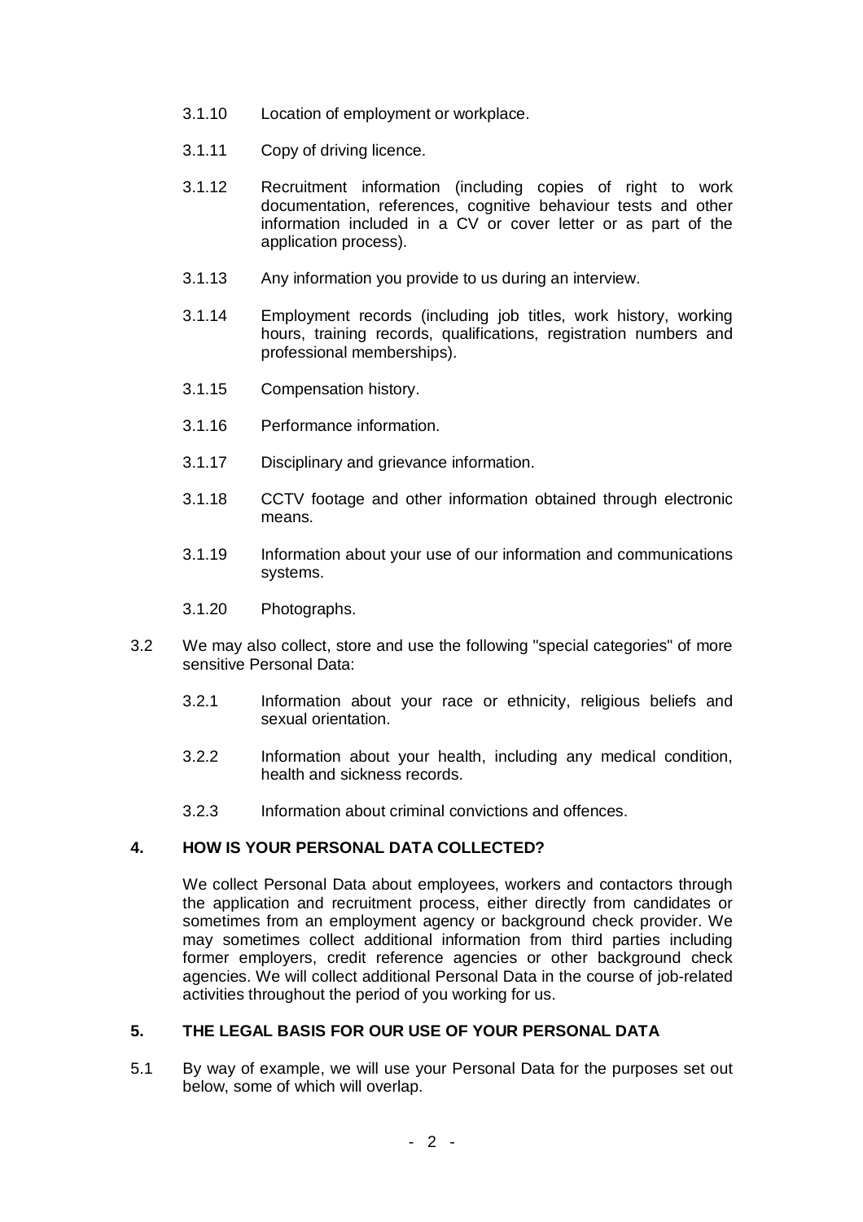3.1.10 Location of employment or workplace.

3.1.11 Copy of driving licence.

3.1.12 Recruitment information (including copies of right to work documentation, references, cognitive behaviour tests and other information included in a CV or cover letter or as part of the application process).

3.1.13 Any information you provide to us during an interview.

3.1.14 Employment records (including job titles, work history, working hours, training records, qualifications, registration numbers and professional memberships).

3.1.15 Compensation history.

3.1.16 Performance information.

3.1.17 Disciplinary and grievance information.

3.1.18 CCTV footage and other information obtained through electronic means.

3.1.19 Information about your use of our information and communications systems.

3.1.20 Photographs.

3.2 We may also collect, store and use the following "special categories" of more sensitive Personal Data:

3.2.1 Information about your race or ethnicity, religious beliefs and sexual orientation.

3.2.2 Information about your health, including any medical condition, health and sickness records.

3.2.3 Information about criminal convictions and offences.

## 4. HOW IS YOUR PERSONAL DATA COLLECTED?

We collect Personal Data about employees, workers and contactors through the application and recruitment process, either directly from candidates or sometimes from an employment agency or background check provider. We may sometimes collect additional information from third parties including former employers, credit reference agencies or other background check agencies. We will collect additional Personal Data in the course of job-related activities throughout the period of you working for us.

## 5. THE LEGAL BASIS FOR OUR USE OF YOUR PERSONAL DATA

5.1 By way of example, we will use your Personal Data for the purposes set out below, some of which will overlap.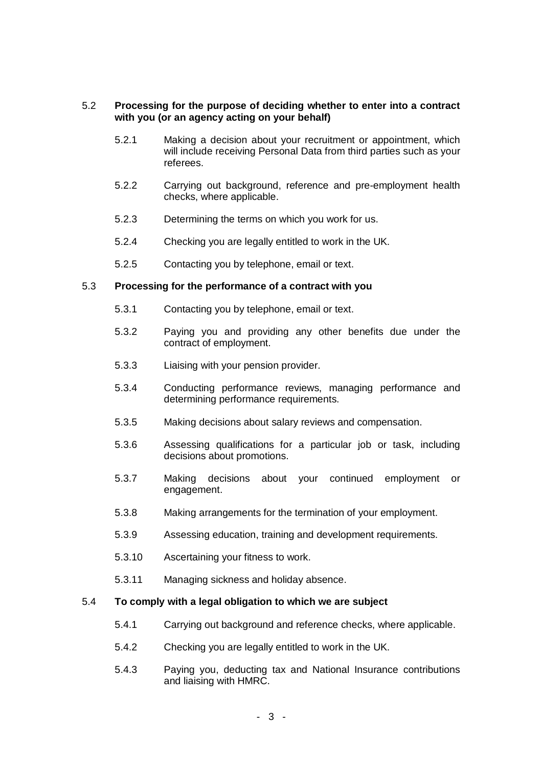5.2 **Processing for the purpose of deciding whether to enter into a contract with you (or an agency acting on your behalf)**

- 5.2.1 Making a decision about your recruitment or appointment, which will include receiving Personal Data from third parties such as your referees.
- 5.2.2 Carrying out background, reference and pre-employment health checks, where applicable.
- 5.2.3 Determining the terms on which you work for us.
- 5.2.4 Checking you are legally entitled to work in the UK.
- 5.2.5 Contacting you by telephone, email or text.

5.3 **Processing for the performance of a contract with you**

- 5.3.1 Contacting you by telephone, email or text.
- 5.3.2 Paying you and providing any other benefits due under the contract of employment.
- 5.3.3 Liaising with your pension provider.
- 5.3.4 Conducting performance reviews, managing performance and determining performance requirements.
- 5.3.5 Making decisions about salary reviews and compensation.
- 5.3.6 Assessing qualifications for a particular job or task, including decisions about promotions.
- 5.3.7 Making decisions about your continued employment or engagement.
- 5.3.8 Making arrangements for the termination of your employment.
- 5.3.9 Assessing education, training and development requirements.
- 5.3.10 Ascertaining your fitness to work.
- 5.3.11 Managing sickness and holiday absence.

5.4 **To comply with a legal obligation to which we are subject**

- 5.4.1 Carrying out background and reference checks, where applicable.
- 5.4.2 Checking you are legally entitled to work in the UK.
- 5.4.3 Paying you, deducting tax and National Insurance contributions and liaising with HMRC.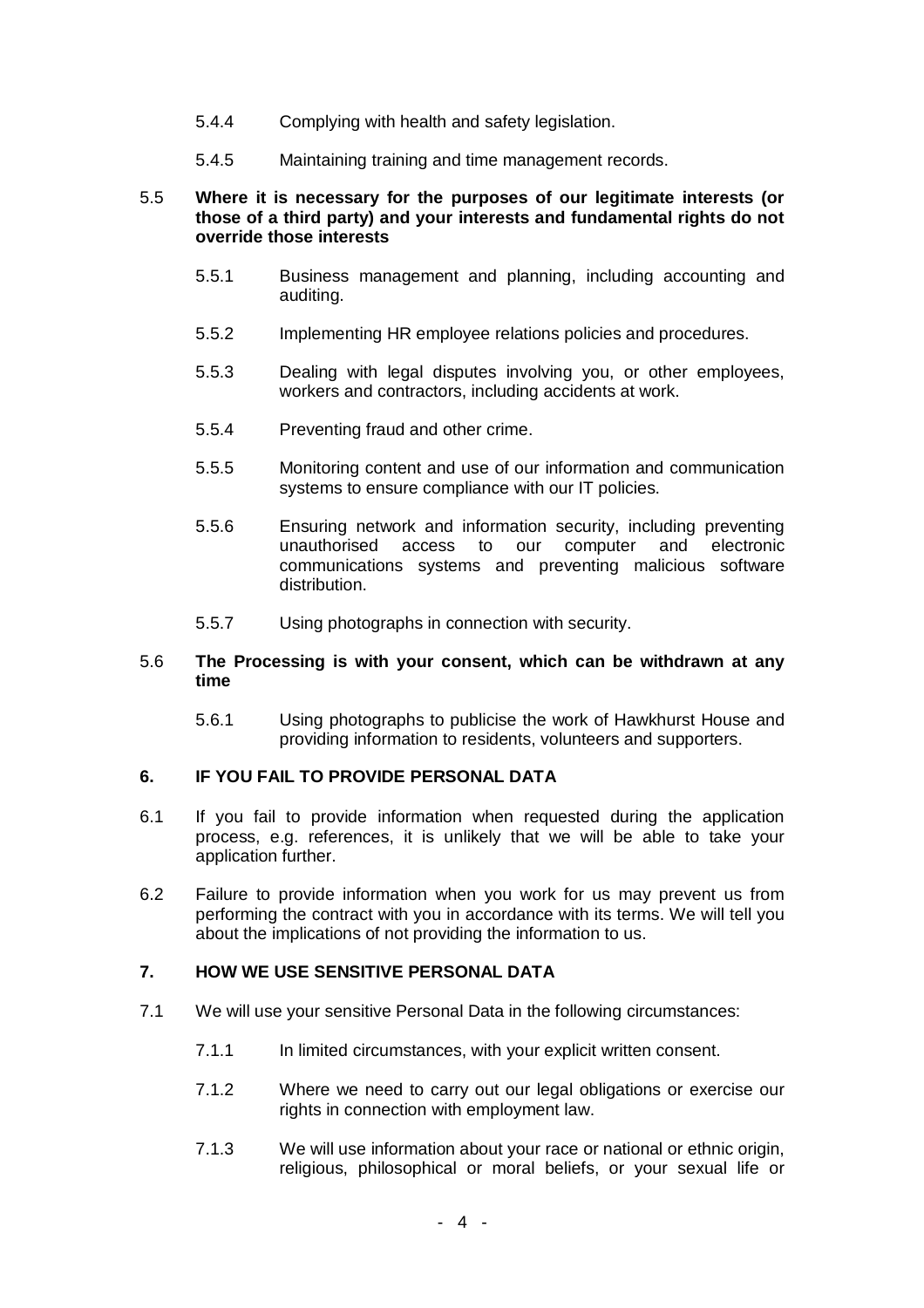5.4.4 Complying with health and safety legislation.

5.4.5 Maintaining training and time management records.

5.5 **Where it is necessary for the purposes of our legitimate interests (or those of a third party) and your interests and fundamental rights do not override those interests**

5.5.1 Business management and planning, including accounting and auditing.

5.5.2 Implementing HR employee relations policies and procedures.

5.5.3 Dealing with legal disputes involving you, or other employees, workers and contractors, including accidents at work.

5.5.4 Preventing fraud and other crime.

5.5.5 Monitoring content and use of our information and communication systems to ensure compliance with our IT policies.

5.5.6 Ensuring network and information security, including preventing unauthorised access to our computer and electronic communications systems and preventing malicious software distribution.

5.5.7 Using photographs in connection with security.

5.6 **The Processing is with your consent, which can be withdrawn at any time**

5.6.1 Using photographs to publicise the work of Hawkhurst House and providing information to residents, volunteers and supporters.

## 6. IF YOU FAIL TO PROVIDE PERSONAL DATA

6.1 If you fail to provide information when requested during the application process, e.g. references, it is unlikely that we will be able to take your application further.

6.2 Failure to provide information when you work for us may prevent us from performing the contract with you in accordance with its terms. We will tell you about the implications of not providing the information to us.

## 7. HOW WE USE SENSITIVE PERSONAL DATA

7.1 We will use your sensitive Personal Data in the following circumstances:

7.1.1 In limited circumstances, with your explicit written consent.

7.1.2 Where we need to carry out our legal obligations or exercise our rights in connection with employment law.

7.1.3 We will use information about your race or national or ethnic origin, religious, philosophical or moral beliefs, or your sexual life or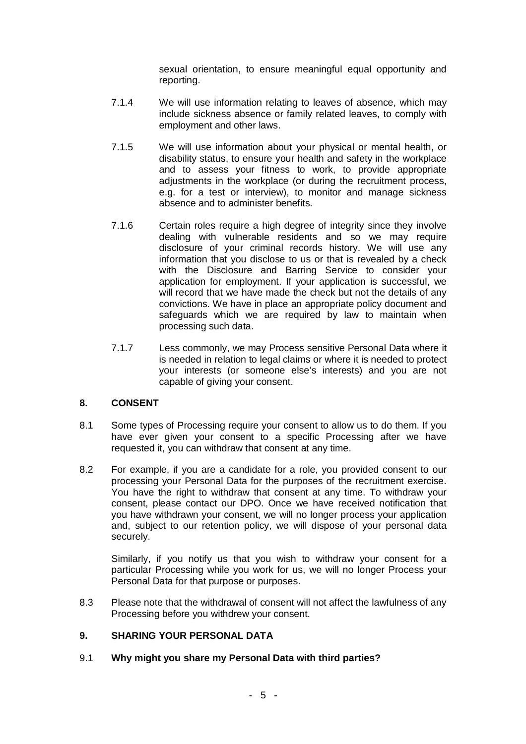sexual orientation, to ensure meaningful equal opportunity and reporting.

7.1.4 We will use information relating to leaves of absence, which may include sickness absence or family related leaves, to comply with employment and other laws.

7.1.5 We will use information about your physical or mental health, or disability status, to ensure your health and safety in the workplace and to assess your fitness to work, to provide appropriate adjustments in the workplace (or during the recruitment process, e.g. for a test or interview), to monitor and manage sickness absence and to administer benefits.

7.1.6 Certain roles require a high degree of integrity since they involve dealing with vulnerable residents and so we may require disclosure of your criminal records history. We will use any information that you disclose to us or that is revealed by a check with the Disclosure and Barring Service to consider your application for employment. If your application is successful, we will record that we have made the check but not the details of any convictions. We have in place an appropriate policy document and safeguards which we are required by law to maintain when processing such data.

7.1.7 Less commonly, we may Process sensitive Personal Data where it is needed in relation to legal claims or where it is needed to protect your interests (or someone else's interests) and you are not capable of giving your consent.

## 8. CONSENT

8.1 Some types of Processing require your consent to allow us to do them. If you have ever given your consent to a specific Processing after we have requested it, you can withdraw that consent at any time.

8.2 For example, if you are a candidate for a role, you provided consent to our processing your Personal Data for the purposes of the recruitment exercise. You have the right to withdraw that consent at any time. To withdraw your consent, please contact our DPO. Once we have received notification that you have withdrawn your consent, we will no longer process your application and, subject to our retention policy, we will dispose of your personal data securely.

Similarly, if you notify us that you wish to withdraw your consent for a particular Processing while you work for us, we will no longer Process your Personal Data for that purpose or purposes.

8.3 Please note that the withdrawal of consent will not affect the lawfulness of any Processing before you withdrew your consent.

## 9. SHARING YOUR PERSONAL DATA

9.1 **Why might you share my Personal Data with third parties?**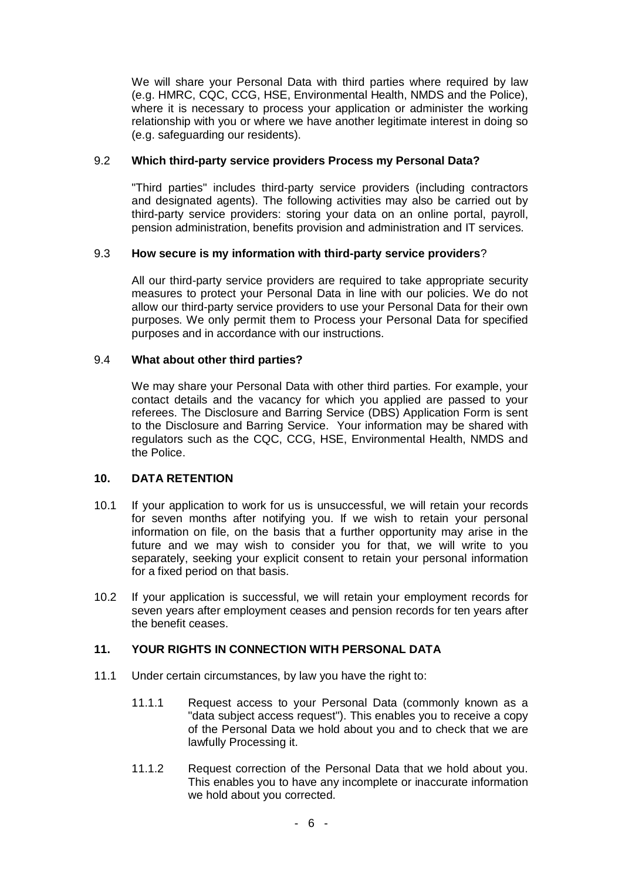We will share your Personal Data with third parties where required by law (e.g. HMRC, CQC, CCG, HSE, Environmental Health, NMDS and the Police), where it is necessary to process your application or administer the working relationship with you or where we have another legitimate interest in doing so (e.g. safeguarding our residents).

### 9.2 **Which third-party service providers Process my Personal Data?**

"Third parties" includes third-party service providers (including contractors and designated agents). The following activities may also be carried out by third-party service providers: storing your data on an online portal, payroll, pension administration, benefits provision and administration and IT services.

### 9.3 **How secure is my information with third-party service providers**?

All our third-party service providers are required to take appropriate security measures to protect your Personal Data in line with our policies. We do not allow our third-party service providers to use your Personal Data for their own purposes. We only permit them to Process your Personal Data for specified purposes and in accordance with our instructions.

### 9.4 **What about other third parties?**

We may share your Personal Data with other third parties. For example, your contact details and the vacancy for which you applied are passed to your referees. The Disclosure and Barring Service (DBS) Application Form is sent to the Disclosure and Barring Service. Your information may be shared with regulators such as the CQC, CCG, HSE, Environmental Health, NMDS and the Police.

## 10. DATA RETENTION

10.1 If your application to work for us is unsuccessful, we will retain your records for seven months after notifying you. If we wish to retain your personal information on file, on the basis that a further opportunity may arise in the future and we may wish to consider you for that, we will write to you separately, seeking your explicit consent to retain your personal information for a fixed period on that basis.

10.2 If your application is successful, we will retain your employment records for seven years after employment ceases and pension records for ten years after the benefit ceases.

## 11. YOUR RIGHTS IN CONNECTION WITH PERSONAL DATA

11.1 Under certain circumstances, by law you have the right to:

11.1.1 Request access to your Personal Data (commonly known as a "data subject access request"). This enables you to receive a copy of the Personal Data we hold about you and to check that we are lawfully Processing it.

11.1.2 Request correction of the Personal Data that we hold about you. This enables you to have any incomplete or inaccurate information we hold about you corrected.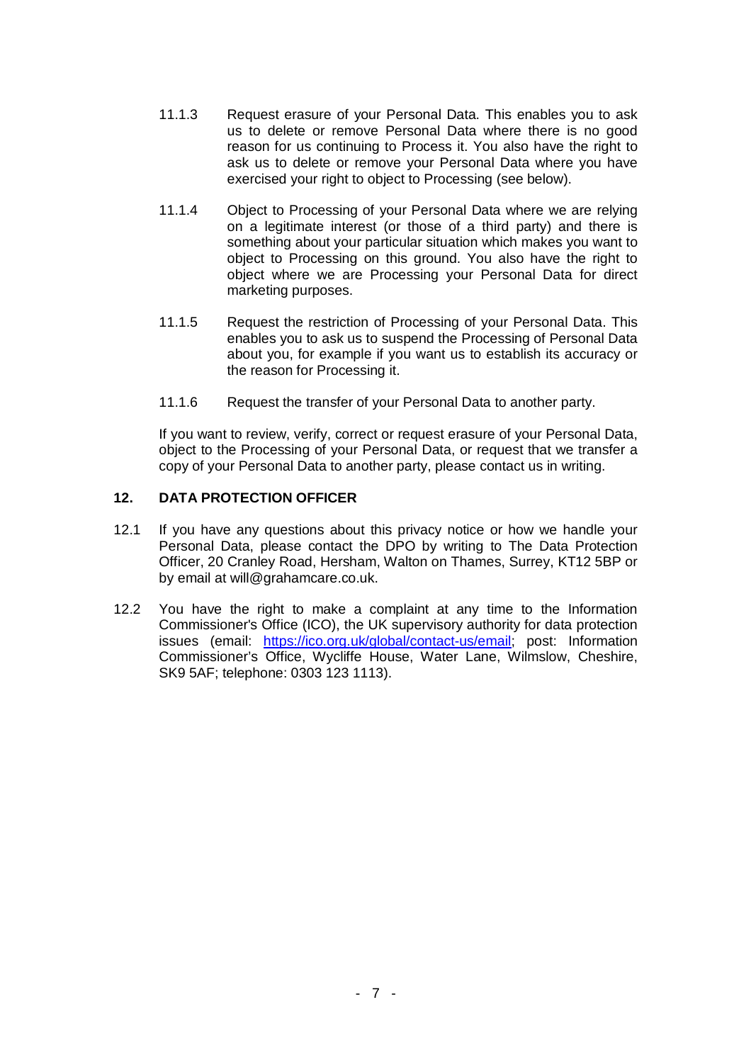11.1.3 Request erasure of your Personal Data. This enables you to ask us to delete or remove Personal Data where there is no good reason for us continuing to Process it. You also have the right to ask us to delete or remove your Personal Data where you have exercised your right to object to Processing (see below).

11.1.4 Object to Processing of your Personal Data where we are relying on a legitimate interest (or those of a third party) and there is something about your particular situation which makes you want to object to Processing on this ground. You also have the right to object where we are Processing your Personal Data for direct marketing purposes.

11.1.5 Request the restriction of Processing of your Personal Data. This enables you to ask us to suspend the Processing of Personal Data about you, for example if you want us to establish its accuracy or the reason for Processing it.

11.1.6 Request the transfer of your Personal Data to another party.

If you want to review, verify, correct or request erasure of your Personal Data, object to the Processing of your Personal Data, or request that we transfer a copy of your Personal Data to another party, please contact us in writing.

## 12. DATA PROTECTION OFFICER

12.1 If you have any questions about this privacy notice or how we handle your Personal Data, please contact the DPO by writing to The Data Protection Officer, 20 Cranley Road, Hersham, Walton on Thames, Surrey, KT12 5BP or by email at will@grahamcare.co.uk.

12.2 You have the right to make a complaint at any time to the Information Commissioner's Office (ICO), the UK supervisory authority for data protection issues (email: [https://ico.org.uk/global/contact-us/email](https://ico.org.uk/global/contact-us/email); post: Information Commissioner's Office, Wycliffe House, Water Lane, Wilmslow, Cheshire, SK9 5AF; telephone: 0303 123 1113).